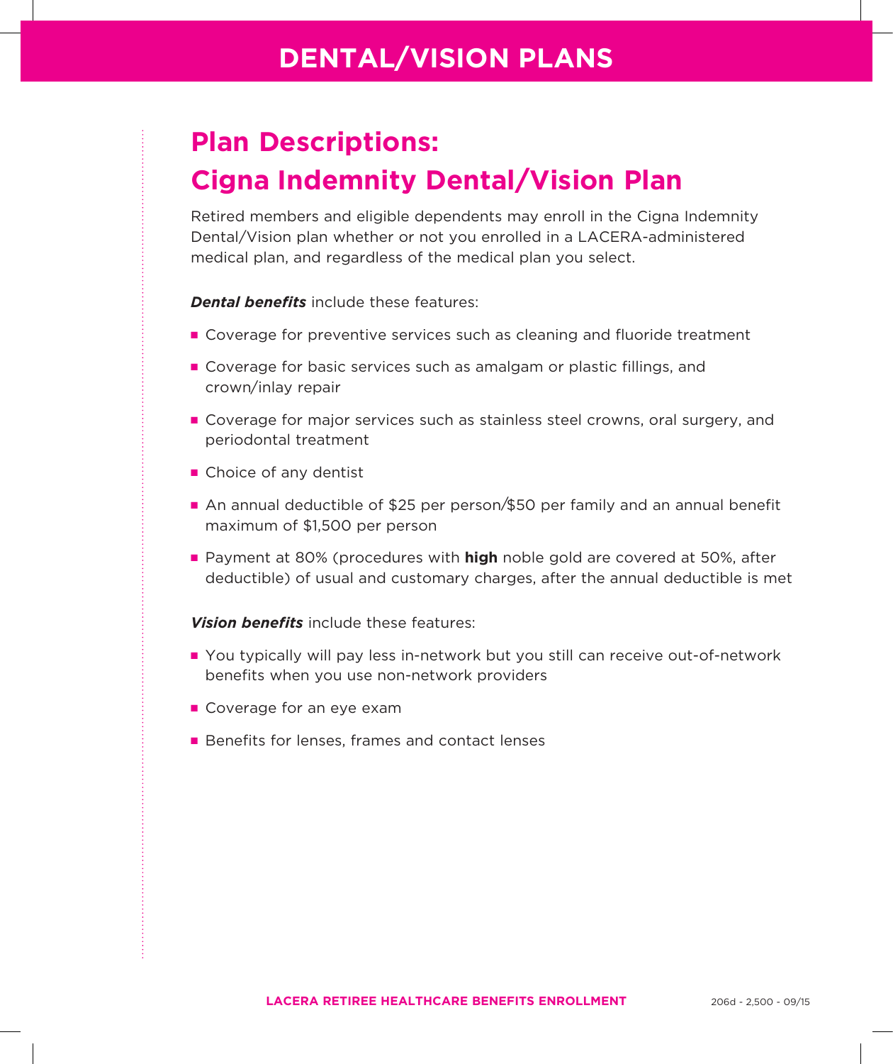# DENTAL/VISION PLANS

## Plan Descriptions:
## Cigna Indemnity Dental/Vision Plan

Retired members and eligible dependents may enroll in the Cigna Indemnity Dental/Vision plan whether or not you enrolled in a LACERA-administered medical plan, and regardless of the medical plan you select.

***Dental benefits*** include these features:

- Coverage for preventive services such as cleaning and fluoride treatment
- Coverage for basic services such as amalgam or plastic fillings, and crown/inlay repair
- Coverage for major services such as stainless steel crowns, oral surgery, and periodontal treatment
- Choice of any dentist
- An annual deductible of $25 per person/$50 per family and an annual benefit maximum of $1,500 per person
- Payment at 80% (procedures with **high** noble gold are covered at 50%, after deductible) of usual and customary charges, after the annual deductible is met

***Vision benefits*** include these features:

- You typically will pay less in-network but you still can receive out-of-network benefits when you use non-network providers
- Coverage for an eye exam
- Benefits for lenses, frames and contact lenses

**LACERA RETIREE HEALTHCARE BENEFITS ENROLLMENT** 206d - 2,500 - 09/15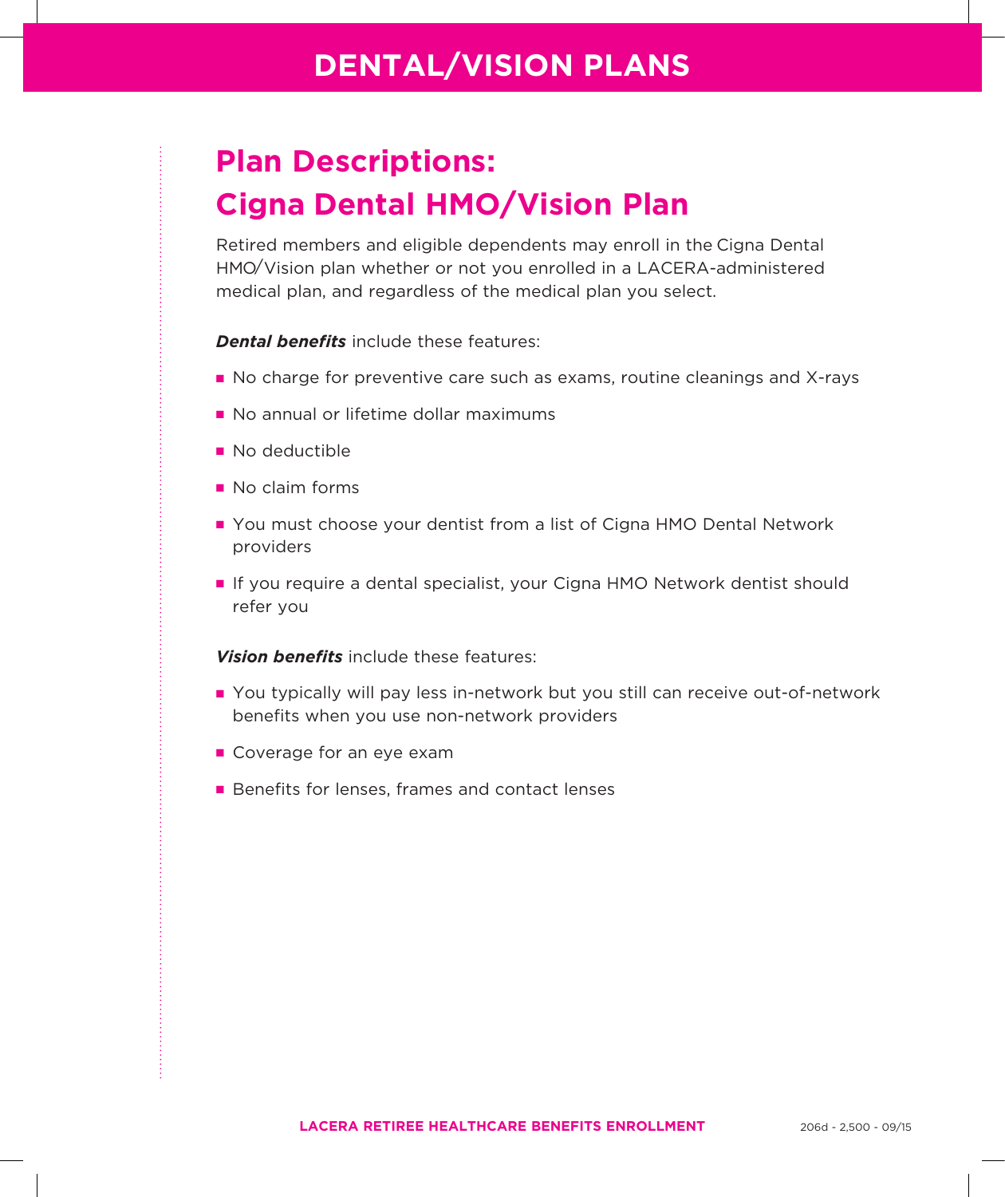# DENTAL/VISION PLANS

## Plan Descriptions:
## Cigna Dental HMO/Vision Plan

Retired members and eligible dependents may enroll in the Cigna Dental HMO/Vision plan whether or not you enrolled in a LACERA-administered medical plan, and regardless of the medical plan you select.

***Dental benefits*** include these features:

- No charge for preventive care such as exams, routine cleanings and X-rays
- No annual or lifetime dollar maximums
- No deductible
- No claim forms
- You must choose your dentist from a list of Cigna HMO Dental Network providers
- If you require a dental specialist, your Cigna HMO Network dentist should refer you

***Vision benefits*** include these features:

- You typically will pay less in-network but you still can receive out-of-network benefits when you use non-network providers
- Coverage for an eye exam
- Benefits for lenses, frames and contact lenses

**LACERA RETIREE HEALTHCARE BENEFITS ENROLLMENT**

206d - 2,500 - 09/15